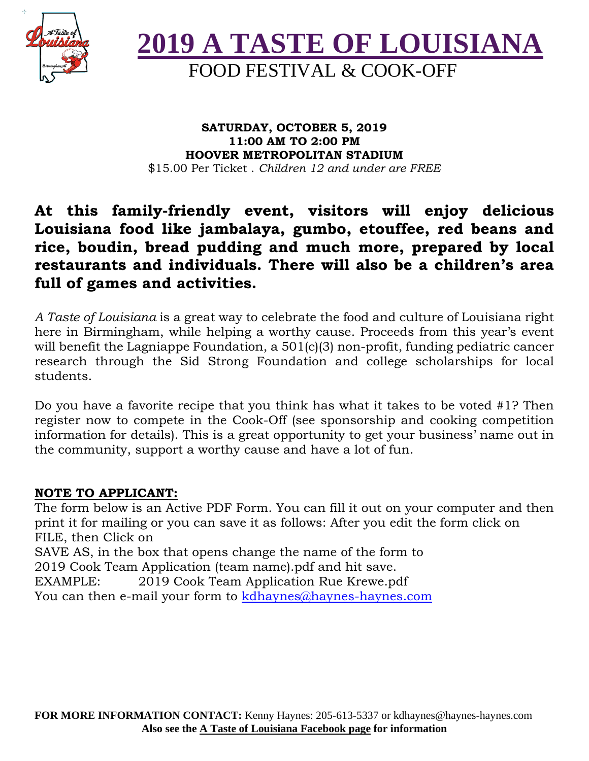# 2019 A TASTE OF LOUISIANA

## FOOD FESTIVAL & COOK-OFF

**SATURDAY, OCTOBER 5, 2019**
**11:00 AM TO 2:00 PM**
**HOOVER METROPOLITAN STADIUM**
$15.00 Per Ticket . *Children 12 and under are FREE*

**At this family-friendly event, visitors will enjoy delicious Louisiana food like jambalaya, gumbo, etouffee, red beans and rice, boudin, bread pudding and much more, prepared by local restaurants and individuals. There will also be a children's area full of games and activities.**

*A Taste of Louisiana* is a great way to celebrate the food and culture of Louisiana right here in Birmingham, while helping a worthy cause. Proceeds from this year's event will benefit the Lagniappe Foundation, a 501(c)(3) non-profit, funding pediatric cancer research through the Sid Strong Foundation and college scholarships for local students.

Do you have a favorite recipe that you think has what it takes to be voted #1? Then register now to compete in the Cook-Off (see sponsorship and cooking competition information for details). This is a great opportunity to get your business' name out in the community, support a worthy cause and have a lot of fun.

**NOTE TO APPLICANT:**
The form below is an Active PDF Form. You can fill it out on your computer and then print it for mailing or you can save it as follows: After you edit the form click on FILE, then Click on
SAVE AS, in the box that opens change the name of the form to
2019 Cook Team Application (team name).pdf and hit save.
EXAMPLE: 2019 Cook Team Application Rue Krewe.pdf
You can then e-mail your form to kdhaynes@haynes-haynes.com

**FOR MORE INFORMATION CONTACT:** Kenny Haynes: 205-613-5337 or kdhaynes@haynes-haynes.com
**Also see the A Taste of Louisiana Facebook page for information**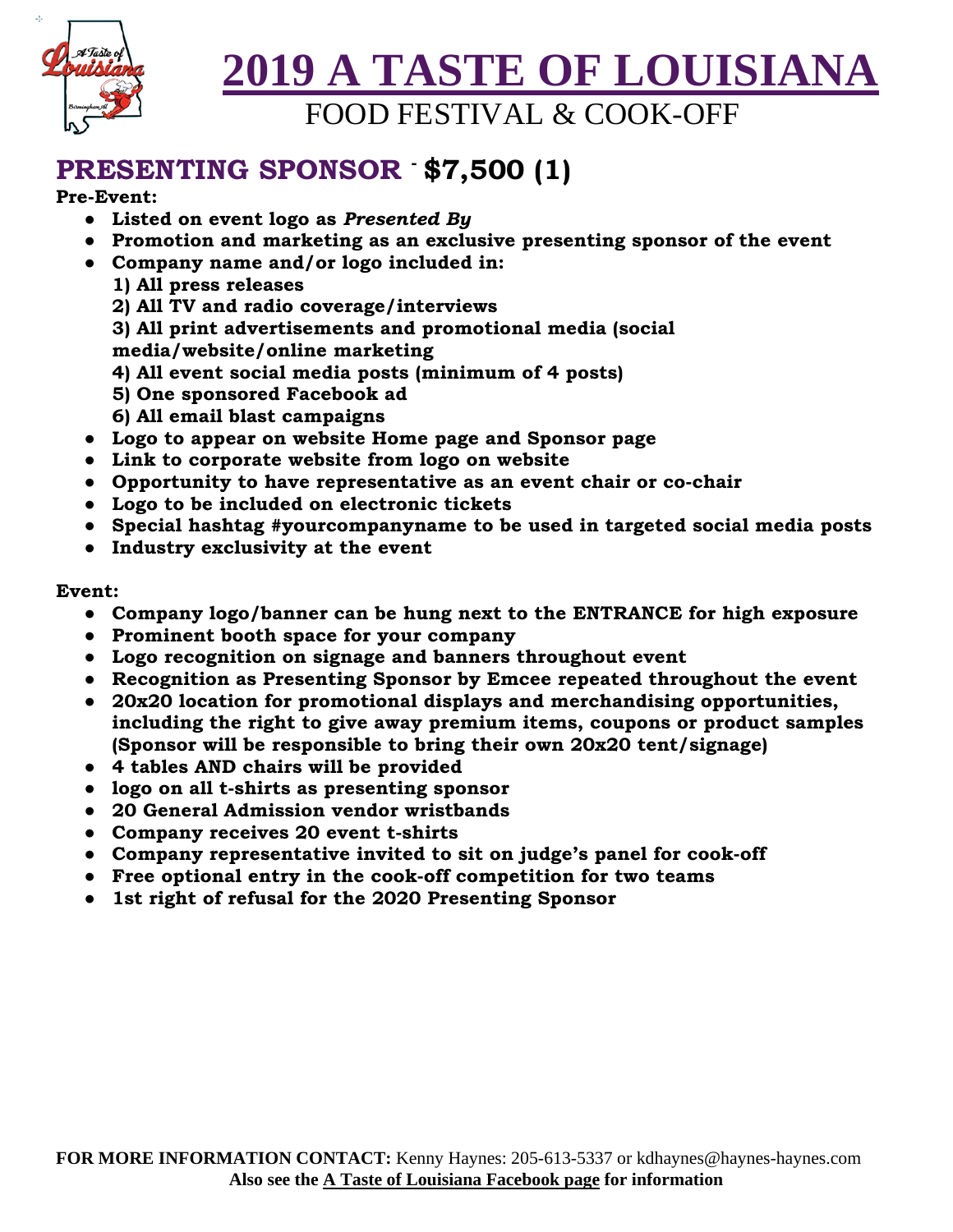# 2019 A TASTE OF LOUISIANA

FOOD FESTIVAL & COOK-OFF

## PRESENTING SPONSOR - $7,500 (1)

**Pre-Event:**

- **Listed on event logo as *Presented By***
- **Promotion and marketing as an exclusive presenting sponsor of the event**
- **Company name and/or logo included in:**
  **1) All press releases**
  **2) All TV and radio coverage/interviews**
  **3) All print advertisements and promotional media (social media/website/online marketing**
  **4) All event social media posts (minimum of 4 posts)**
  **5) One sponsored Facebook ad**
  **6) All email blast campaigns**
- **Logo to appear on website Home page and Sponsor page**
- **Link to corporate website from logo on website**
- **Opportunity to have representative as an event chair or co-chair**
- **Logo to be included on electronic tickets**
- **Special hashtag #yourcompanyname to be used in targeted social media posts**
- **Industry exclusivity at the event**

**Event:**

- **Company logo/banner can be hung next to the ENTRANCE for high exposure**
- **Prominent booth space for your company**
- **Logo recognition on signage and banners throughout event**
- **Recognition as Presenting Sponsor by Emcee repeated throughout the event**
- **20x20 location for promotional displays and merchandising opportunities, including the right to give away premium items, coupons or product samples (Sponsor will be responsible to bring their own 20x20 tent/signage)**
- **4 tables AND chairs will be provided**
- **logo on all t-shirts as presenting sponsor**
- **20 General Admission vendor wristbands**
- **Company receives 20 event t-shirts**
- **Company representative invited to sit on judge's panel for cook-off**
- **Free optional entry in the cook-off competition for two teams**
- **1st right of refusal for the 2020 Presenting Sponsor**

**FOR MORE INFORMATION CONTACT:** Kenny Haynes: 205-613-5337 or kdhaynes@haynes-haynes.com
**Also see the A Taste of Louisiana Facebook page for information**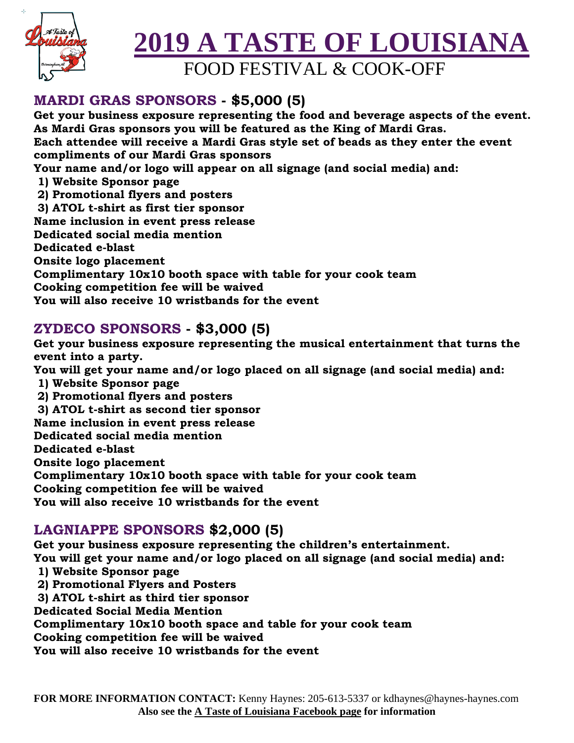# 2019 A TASTE OF LOUISIANA

FOOD FESTIVAL & COOK-OFF

## MARDI GRAS SPONSORS - $5,000 (5)

**Get your business exposure representing the food and beverage aspects of the event.**
**As Mardi Gras sponsors you will be featured as the King of Mardi Gras.**
**Each attendee will receive a Mardi Gras style set of beads as they enter the event compliments of our Mardi Gras sponsors**
**Your name and/or logo will appear on all signage (and social media) and:**

1) **Website Sponsor page**
2) **Promotional flyers and posters**
3) **ATOL t-shirt as first tier sponsor**

**Name inclusion in event press release**
**Dedicated social media mention**
**Dedicated e-blast**
**Onsite logo placement**
**Complimentary 10x10 booth space with table for your cook team**
**Cooking competition fee will be waived**
**You will also receive 10 wristbands for the event**

## ZYDECO SPONSORS - $3,000 (5)

**Get your business exposure representing the musical entertainment that turns the event into a party.**
**You will get your name and/or logo placed on all signage (and social media) and:**

1) **Website Sponsor page**
2) **Promotional flyers and posters**
3) **ATOL t-shirt as second tier sponsor**

**Name inclusion in event press release**
**Dedicated social media mention**
**Dedicated e-blast**
**Onsite logo placement**
**Complimentary 10x10 booth space with table for your cook team**
**Cooking competition fee will be waived**
**You will also receive 10 wristbands for the event**

## LAGNIAPPE SPONSORS $2,000 (5)

**Get your business exposure representing the children's entertainment.**
**You will get your name and/or logo placed on all signage (and social media) and:**

1) **Website Sponsor page**
2) **Promotional Flyers and Posters**
3) **ATOL t-shirt as third tier sponsor**

**Dedicated Social Media Mention**
**Complimentary 10x10 booth space and table for your cook team**
**Cooking competition fee will be waived**
**You will also receive 10 wristbands for the event**

**FOR MORE INFORMATION CONTACT:** Kenny Haynes: 205-613-5337 or kdhaynes@haynes-haynes.com
**Also see the A Taste of Louisiana Facebook page for information**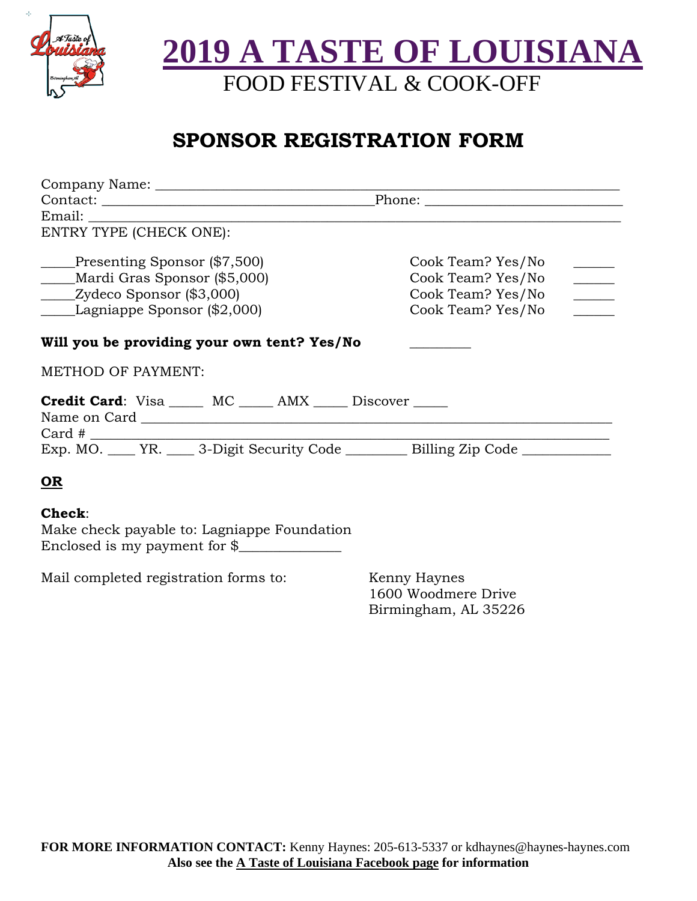# 2019 A TASTE OF LOUISIANA

FOOD FESTIVAL & COOK-OFF

## SPONSOR REGISTRATION FORM

Company Name: ___________________________________________________________________

Contact: ____________________________________Phone: __________________________

Email: ______________________________________________________________________

ENTRY TYPE (CHECK ONE):

_____Presenting Sponsor ($7,500) Cook Team? Yes/No ______

_____Mardi Gras Sponsor ($5,000) Cook Team? Yes/No ______

_____Zydeco Sponsor ($3,000) Cook Team? Yes/No ______

_____Lagniappe Sponsor ($2,000) Cook Team? Yes/No ______

**Will you be providing your own tent? Yes/No** ________

METHOD OF PAYMENT:

**Credit Card**: Visa _____ MC _____ AMX _____ Discover _____

Name on Card _______________________________________________________________

Card # ____________________________________________________________________

Exp. MO. ____ YR. ____ 3-Digit Security Code ________ Billing Zip Code ____________

**OR**

**Check**:

Make check payable to: Lagniappe Foundation

Enclosed is my payment for $______________

Mail completed registration forms to:

Kenny Haynes
1600 Woodmere Drive
Birmingham, AL 35226

**FOR MORE INFORMATION CONTACT:** Kenny Haynes: 205-613-5337 or kdhaynes@haynes-haynes.com

**Also see the A Taste of Louisiana Facebook page for information**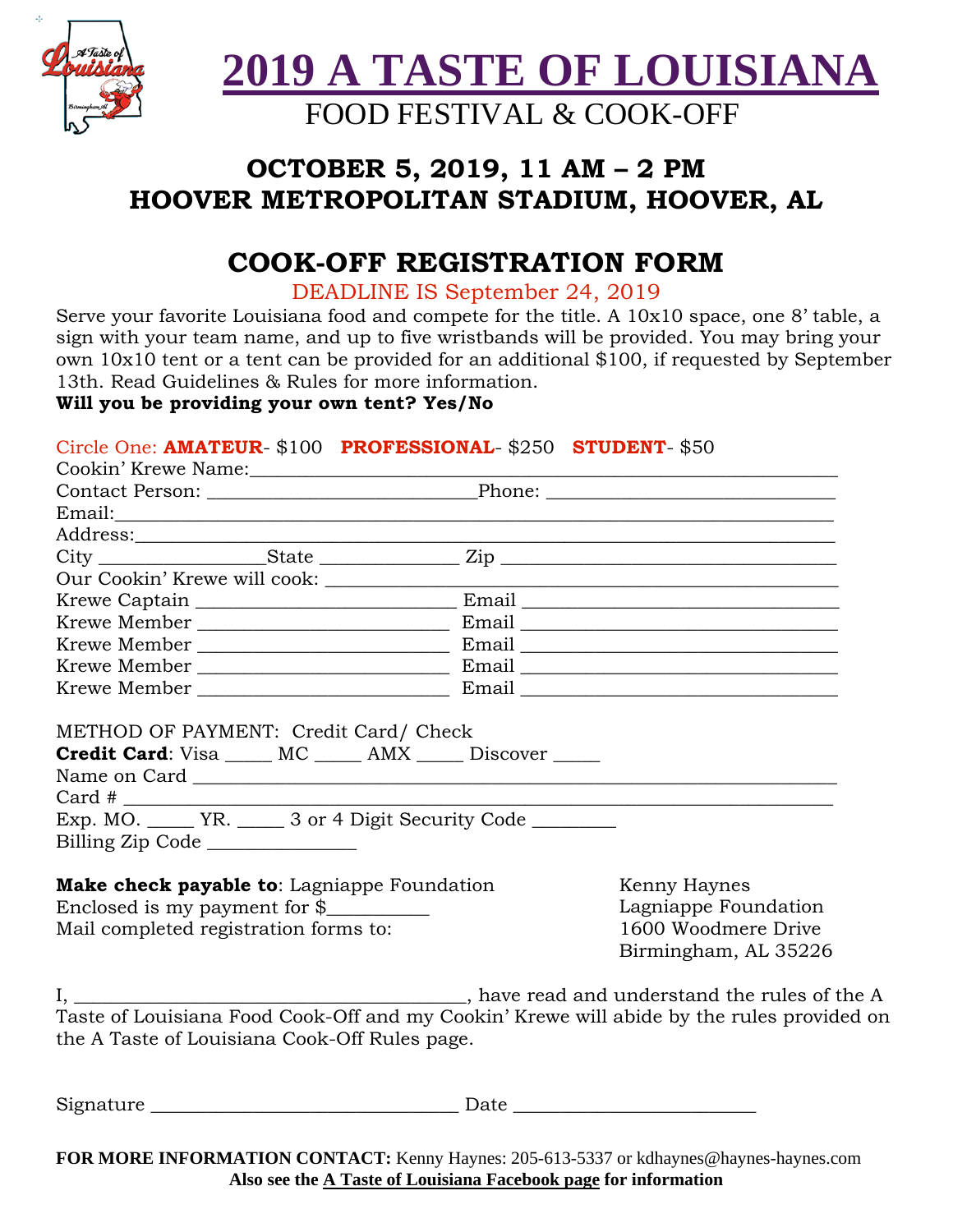# 2019 A TASTE OF LOUISIANA

FOOD FESTIVAL & COOK-OFF

## OCTOBER 5, 2019, 11 AM – 2 PM
## HOOVER METROPOLITAN STADIUM, HOOVER, AL

## COOK-OFF REGISTRATION FORM

DEADLINE IS September 24, 2019

Serve your favorite Louisiana food and compete for the title. A 10x10 space, one 8' table, a sign with your team name, and up to five wristbands will be provided. You may bring your own 10x10 tent or a tent can be provided for an additional $100, if requested by September 13th. Read Guidelines & Rules for more information.

**Will you be providing your own tent? Yes/No**

Circle One: **AMATEUR**- $100 **PROFESSIONAL**- $250 **STUDENT**- $50

Cookin' Krewe Name:________________________________________________

Contact Person: ___________________________Phone: ____________________________

Email:______________________________________________________________

Address:____________________________________________________________

City _______________State _____________ Zip _________________________________

Our Cookin' Krewe will cook: ____________________________________________

Krewe Captain _________________________ Email ______________________________

Krewe Member _________________________ Email ______________________________

Krewe Member _________________________ Email ______________________________

Krewe Member _________________________ Email ______________________________

Krewe Member _________________________ Email ______________________________

METHOD OF PAYMENT: Credit Card/ Check

**Credit Card**: Visa _____ MC _____ AMX _____ Discover _____

Name on Card ______________________________________________________

Card # ____________________________________________________________

Exp. MO. _____ YR. _____ 3 or 4 Digit Security Code ________

Billing Zip Code _______________

**Make check payable to**: Lagniappe Foundation

Enclosed is my payment for $__________

Mail completed registration forms to:

Kenny Haynes
Lagniappe Foundation
1600 Woodmere Drive
Birmingham, AL 35226

I, ________________________________________, have read and understand the rules of the A Taste of Louisiana Food Cook-Off and my Cookin' Krewe will abide by the rules provided on the A Taste of Louisiana Cook-Off Rules page.

Signature _______________________________ Date ________________________

**FOR MORE INFORMATION CONTACT:** Kenny Haynes: 205-613-5337 or kdhaynes@haynes-haynes.com

**Also see the A Taste of Louisiana Facebook page for information**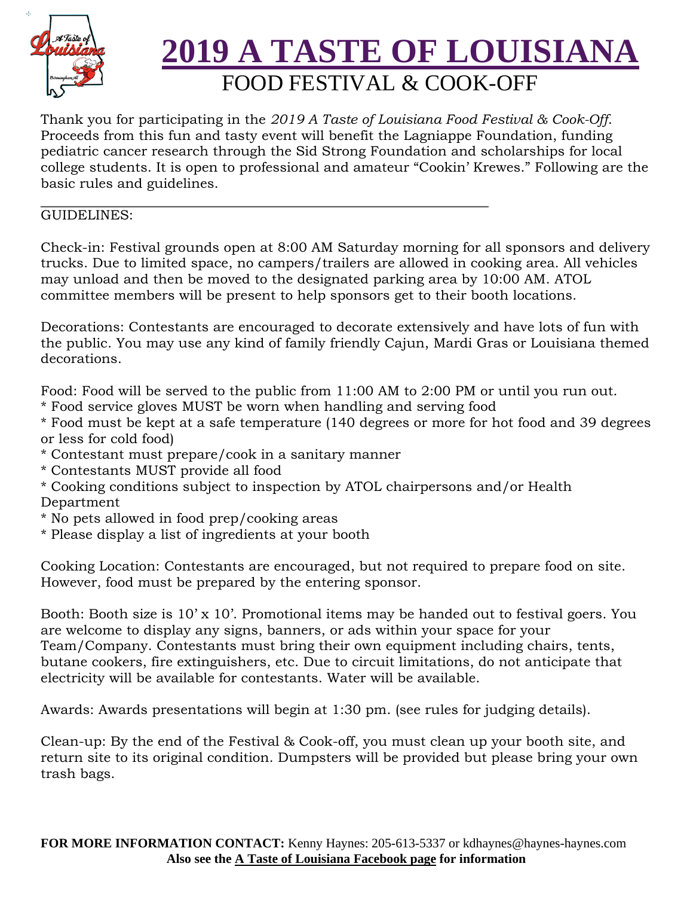# 2019 A TASTE OF LOUISIANA

## FOOD FESTIVAL & COOK-OFF

Thank you for participating in the *2019 A Taste of Louisiana Food Festival & Cook-Off*. Proceeds from this fun and tasty event will benefit the Lagniappe Foundation, funding pediatric cancer research through the Sid Strong Foundation and scholarships for local college students. It is open to professional and amateur "Cookin' Krewes." Following are the basic rules and guidelines.

---

GUIDELINES:

Check-in: Festival grounds open at 8:00 AM Saturday morning for all sponsors and delivery trucks. Due to limited space, no campers/trailers are allowed in cooking area. All vehicles may unload and then be moved to the designated parking area by 10:00 AM. ATOL committee members will be present to help sponsors get to their booth locations.

Decorations: Contestants are encouraged to decorate extensively and have lots of fun with the public. You may use any kind of family friendly Cajun, Mardi Gras or Louisiana themed decorations.

Food: Food will be served to the public from 11:00 AM to 2:00 PM or until you run out.

* Food service gloves MUST be worn when handling and serving food
* Food must be kept at a safe temperature (140 degrees or more for hot food and 39 degrees or less for cold food)
* Contestant must prepare/cook in a sanitary manner
* Contestants MUST provide all food
* Cooking conditions subject to inspection by ATOL chairpersons and/or Health Department
* No pets allowed in food prep/cooking areas
* Please display a list of ingredients at your booth

Cooking Location: Contestants are encouraged, but not required to prepare food on site. However, food must be prepared by the entering sponsor.

Booth: Booth size is 10' x 10'. Promotional items may be handed out to festival goers. You are welcome to display any signs, banners, or ads within your space for your Team/Company. Contestants must bring their own equipment including chairs, tents, butane cookers, fire extinguishers, etc. Due to circuit limitations, do not anticipate that electricity will be available for contestants. Water will be available.

Awards: Awards presentations will begin at 1:30 pm. (see rules for judging details).

Clean-up: By the end of the Festival & Cook-off, you must clean up your booth site, and return site to its original condition. Dumpsters will be provided but please bring your own trash bags.

**FOR MORE INFORMATION CONTACT:** Kenny Haynes: 205-613-5337 or kdhaynes@haynes-haynes.com

**Also see the A Taste of Louisiana Facebook page for information**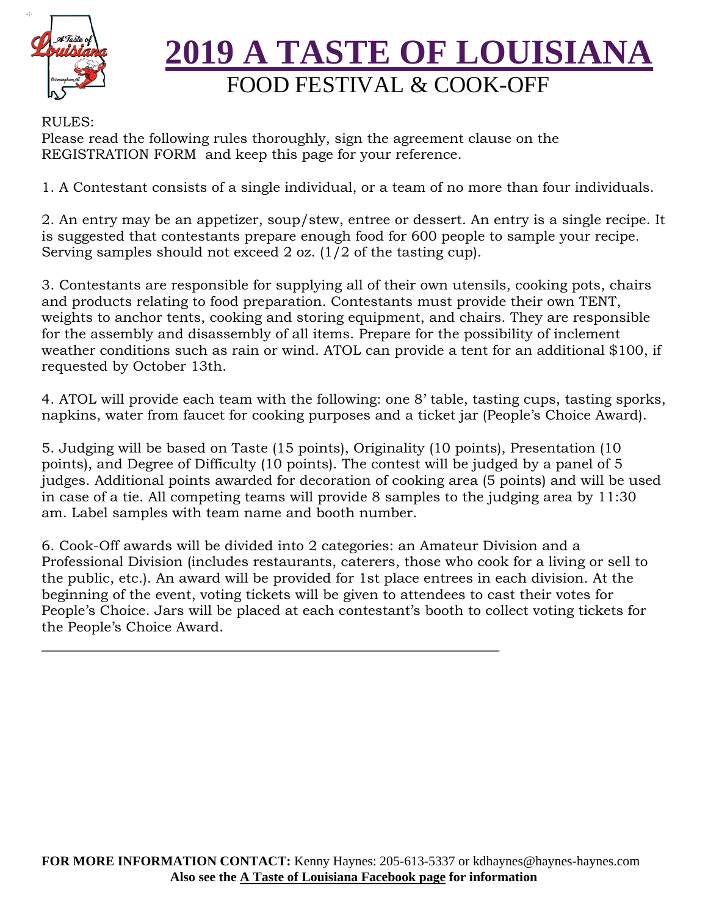# 2019 A TASTE OF LOUISIANA

## FOOD FESTIVAL & COOK-OFF

RULES:
Please read the following rules thoroughly, sign the agreement clause on the REGISTRATION FORM and keep this page for your reference.

1. A Contestant consists of a single individual, or a team of no more than four individuals.

2. An entry may be an appetizer, soup/stew, entree or dessert. An entry is a single recipe. It is suggested that contestants prepare enough food for 600 people to sample your recipe. Serving samples should not exceed 2 oz. (1/2 of the tasting cup).

3. Contestants are responsible for supplying all of their own utensils, cooking pots, chairs and products relating to food preparation. Contestants must provide their own TENT, weights to anchor tents, cooking and storing equipment, and chairs. They are responsible for the assembly and disassembly of all items. Prepare for the possibility of inclement weather conditions such as rain or wind. ATOL can provide a tent for an additional $100, if requested by October 13th.

4. ATOL will provide each team with the following: one 8' table, tasting cups, tasting sporks, napkins, water from faucet for cooking purposes and a ticket jar (People's Choice Award).

5. Judging will be based on Taste (15 points), Originality (10 points), Presentation (10 points), and Degree of Difficulty (10 points). The contest will be judged by a panel of 5 judges. Additional points awarded for decoration of cooking area (5 points) and will be used in case of a tie. All competing teams will provide 8 samples to the judging area by 11:30 am. Label samples with team name and booth number.

6. Cook-Off awards will be divided into 2 categories: an Amateur Division and a Professional Division (includes restaurants, caterers, those who cook for a living or sell to the public, etc.). An award will be provided for 1st place entrees in each division. At the beginning of the event, voting tickets will be given to attendees to cast their votes for People's Choice. Jars will be placed at each contestant's booth to collect voting tickets for the People's Choice Award.

---

**FOR MORE INFORMATION CONTACT:** Kenny Haynes: 205-613-5337 or kdhaynes@haynes-haynes.com
**Also see the A Taste of Louisiana Facebook page for information**